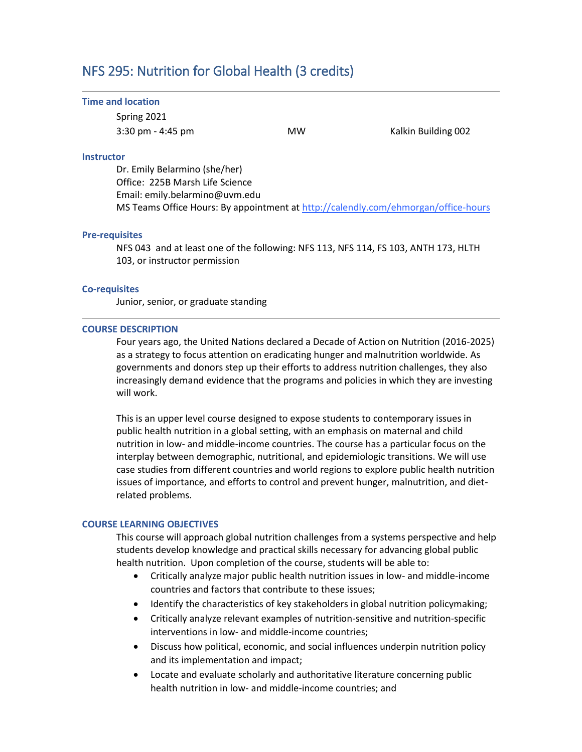# NFS 295: Nutrition for Global Health (3 credits)

### Time and location

Spring 2021

3:30 pm - 4:45 pm MW Kalkin Building 002

### Instructor

Dr. Emily Belarmino (she/her)
Office: 225B Marsh Life Science
Email: emily.belarmino@uvm.edu
MS Teams Office Hours: By appointment at http://calendly.com/ehmorgan/office-hours

### Pre-requisites

NFS 043 and at least one of the following: NFS 113, NFS 114, FS 103, ANTH 173, HLTH 103, or instructor permission

### Co-requisites

Junior, senior, or graduate standing

---

### COURSE DESCRIPTION

Four years ago, the United Nations declared a Decade of Action on Nutrition (2016-2025) as a strategy to focus attention on eradicating hunger and malnutrition worldwide. As governments and donors step up their efforts to address nutrition challenges, they also increasingly demand evidence that the programs and policies in which they are investing will work.

This is an upper level course designed to expose students to contemporary issues in public health nutrition in a global setting, with an emphasis on maternal and child nutrition in low- and middle-income countries. The course has a particular focus on the interplay between demographic, nutritional, and epidemiologic transitions. We will use case studies from different countries and world regions to explore public health nutrition issues of importance, and efforts to control and prevent hunger, malnutrition, and diet-related problems.

### COURSE LEARNING OBJECTIVES

This course will approach global nutrition challenges from a systems perspective and help students develop knowledge and practical skills necessary for advancing global public health nutrition. Upon completion of the course, students will be able to:

- Critically analyze major public health nutrition issues in low- and middle-income countries and factors that contribute to these issues;
- Identify the characteristics of key stakeholders in global nutrition policymaking;
- Critically analyze relevant examples of nutrition-sensitive and nutrition-specific interventions in low- and middle-income countries;
- Discuss how political, economic, and social influences underpin nutrition policy and its implementation and impact;
- Locate and evaluate scholarly and authoritative literature concerning public health nutrition in low- and middle-income countries; and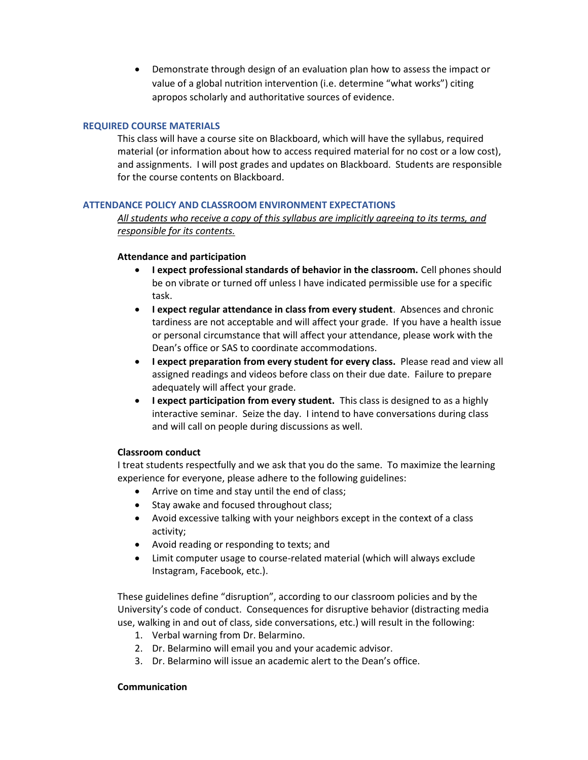- Demonstrate through design of an evaluation plan how to assess the impact or value of a global nutrition intervention (i.e. determine "what works") citing apropos scholarly and authoritative sources of evidence.

## REQUIRED COURSE MATERIALS

This class will have a course site on Blackboard, which will have the syllabus, required material (or information about how to access required material for no cost or a low cost), and assignments. I will post grades and updates on Blackboard. Students are responsible for the course contents on Blackboard.

## ATTENDANCE POLICY AND CLASSROOM ENVIRONMENT EXPECTATIONS

*All students who receive a copy of this syllabus are implicitly agreeing to its terms, and responsible for its contents.*

### Attendance and participation

- **I expect professional standards of behavior in the classroom.** Cell phones should be on vibrate or turned off unless I have indicated permissible use for a specific task.
- **I expect regular attendance in class from every student**. Absences and chronic tardiness are not acceptable and will affect your grade. If you have a health issue or personal circumstance that will affect your attendance, please work with the Dean's office or SAS to coordinate accommodations.
- **I expect preparation from every student for every class.** Please read and view all assigned readings and videos before class on their due date. Failure to prepare adequately will affect your grade.
- **I expect participation from every student.** This class is designed to as a highly interactive seminar. Seize the day. I intend to have conversations during class and will call on people during discussions as well.

### Classroom conduct

I treat students respectfully and we ask that you do the same. To maximize the learning experience for everyone, please adhere to the following guidelines:

- Arrive on time and stay until the end of class;
- Stay awake and focused throughout class;
- Avoid excessive talking with your neighbors except in the context of a class activity;
- Avoid reading or responding to texts; and
- Limit computer usage to course-related material (which will always exclude Instagram, Facebook, etc.).

These guidelines define "disruption", according to our classroom policies and by the University's code of conduct. Consequences for disruptive behavior (distracting media use, walking in and out of class, side conversations, etc.) will result in the following:

1. Verbal warning from Dr. Belarmino.
2. Dr. Belarmino will email you and your academic advisor.
3. Dr. Belarmino will issue an academic alert to the Dean's office.

### Communication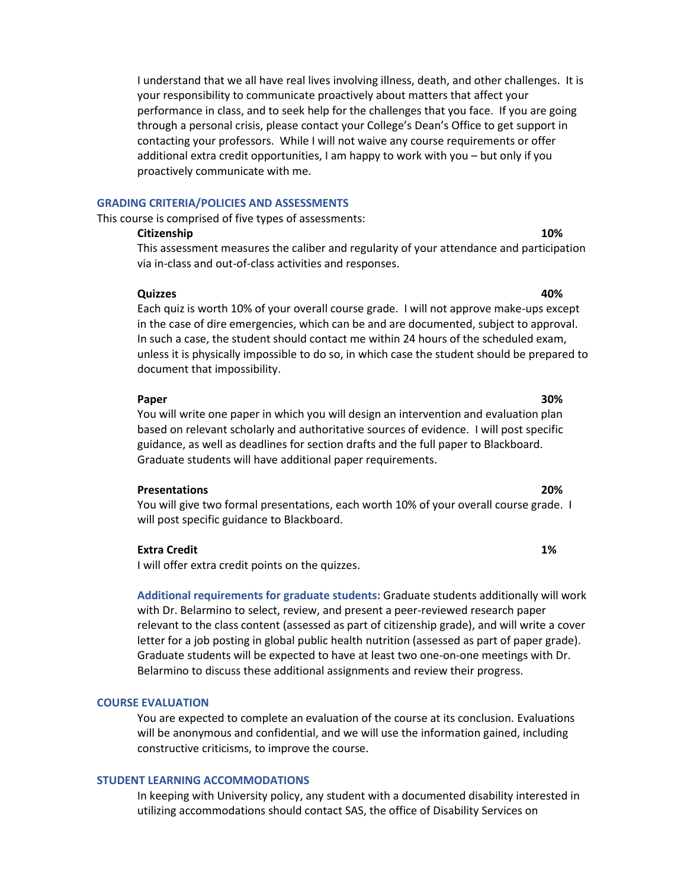I understand that we all have real lives involving illness, death, and other challenges. It is your responsibility to communicate proactively about matters that affect your performance in class, and to seek help for the challenges that you face. If you are going through a personal crisis, please contact your College's Dean's Office to get support in contacting your professors. While I will not waive any course requirements or offer additional extra credit opportunities, I am happy to work with you – but only if you proactively communicate with me.

## GRADING CRITERIA/POLICIES AND ASSESSMENTS

This course is comprised of five types of assessments:

**Citizenship** **10%**

This assessment measures the caliber and regularity of your attendance and participation via in-class and out-of-class activities and responses.

**Quizzes** **40%**

Each quiz is worth 10% of your overall course grade. I will not approve make-ups except in the case of dire emergencies, which can be and are documented, subject to approval. In such a case, the student should contact me within 24 hours of the scheduled exam, unless it is physically impossible to do so, in which case the student should be prepared to document that impossibility.

**Paper** **30%**

You will write one paper in which you will design an intervention and evaluation plan based on relevant scholarly and authoritative sources of evidence. I will post specific guidance, as well as deadlines for section drafts and the full paper to Blackboard. Graduate students will have additional paper requirements.

**Presentations** **20%**

You will give two formal presentations, each worth 10% of your overall course grade. I will post specific guidance to Blackboard.

**Extra Credit** **1%**

I will offer extra credit points on the quizzes.

**Additional requirements for graduate students:** Graduate students additionally will work with Dr. Belarmino to select, review, and present a peer-reviewed research paper relevant to the class content (assessed as part of citizenship grade), and will write a cover letter for a job posting in global public health nutrition (assessed as part of paper grade). Graduate students will be expected to have at least two one-on-one meetings with Dr. Belarmino to discuss these additional assignments and review their progress.

## COURSE EVALUATION

You are expected to complete an evaluation of the course at its conclusion. Evaluations will be anonymous and confidential, and we will use the information gained, including constructive criticisms, to improve the course.

## STUDENT LEARNING ACCOMMODATIONS

In keeping with University policy, any student with a documented disability interested in utilizing accommodations should contact SAS, the office of Disability Services on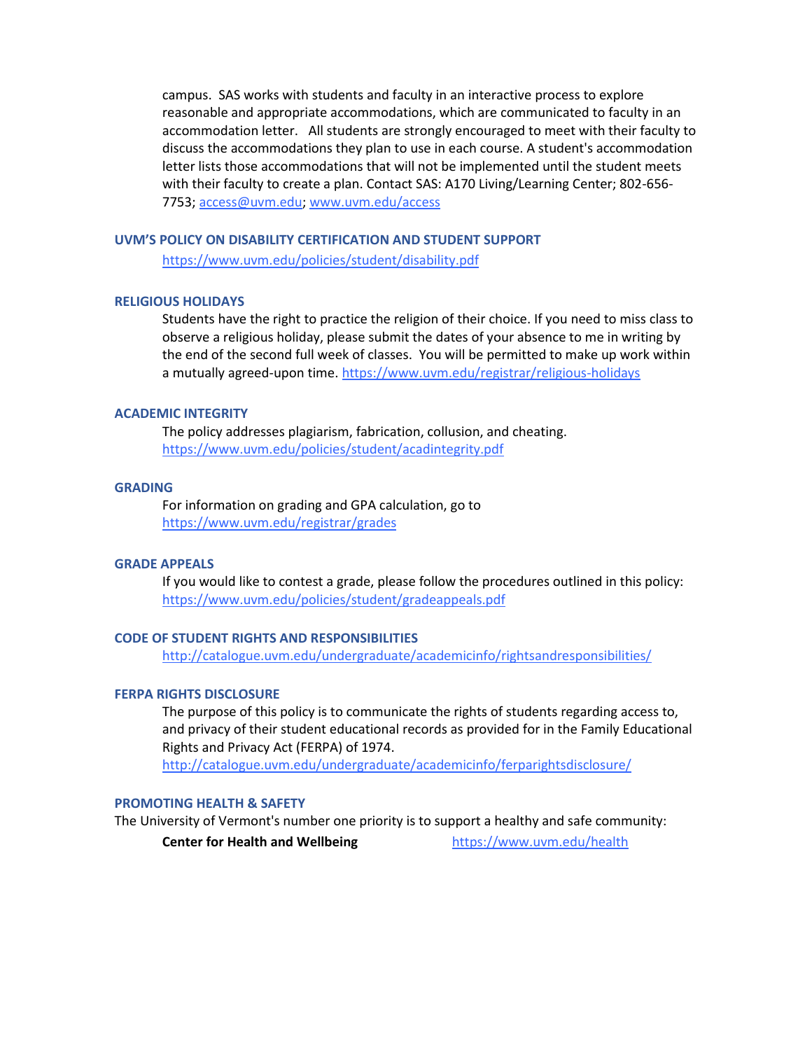campus. SAS works with students and faculty in an interactive process to explore reasonable and appropriate accommodations, which are communicated to faculty in an accommodation letter. All students are strongly encouraged to meet with their faculty to discuss the accommodations they plan to use in each course. A student's accommodation letter lists those accommodations that will not be implemented until the student meets with their faculty to create a plan. Contact SAS: A170 Living/Learning Center; 802-656-7753; access@uvm.edu; www.uvm.edu/access

### UVM'S POLICY ON DISABILITY CERTIFICATION AND STUDENT SUPPORT

https://www.uvm.edu/policies/student/disability.pdf

### RELIGIOUS HOLIDAYS

Students have the right to practice the religion of their choice. If you need to miss class to observe a religious holiday, please submit the dates of your absence to me in writing by the end of the second full week of classes. You will be permitted to make up work within a mutually agreed-upon time. https://www.uvm.edu/registrar/religious-holidays

### ACADEMIC INTEGRITY

The policy addresses plagiarism, fabrication, collusion, and cheating. https://www.uvm.edu/policies/student/acadintegrity.pdf

### GRADING

For information on grading and GPA calculation, go to https://www.uvm.edu/registrar/grades

### GRADE APPEALS

If you would like to contest a grade, please follow the procedures outlined in this policy: https://www.uvm.edu/policies/student/gradeappeals.pdf

### CODE OF STUDENT RIGHTS AND RESPONSIBILITIES

http://catalogue.uvm.edu/undergraduate/academicinfo/rightsandresponsibilities/

### FERPA RIGHTS DISCLOSURE

The purpose of this policy is to communicate the rights of students regarding access to, and privacy of their student educational records as provided for in the Family Educational Rights and Privacy Act (FERPA) of 1974. http://catalogue.uvm.edu/undergraduate/academicinfo/ferparightsdisclosure/

### PROMOTING HEALTH & SAFETY

The University of Vermont's number one priority is to support a healthy and safe community:

**Center for Health and Wellbeing** https://www.uvm.edu/health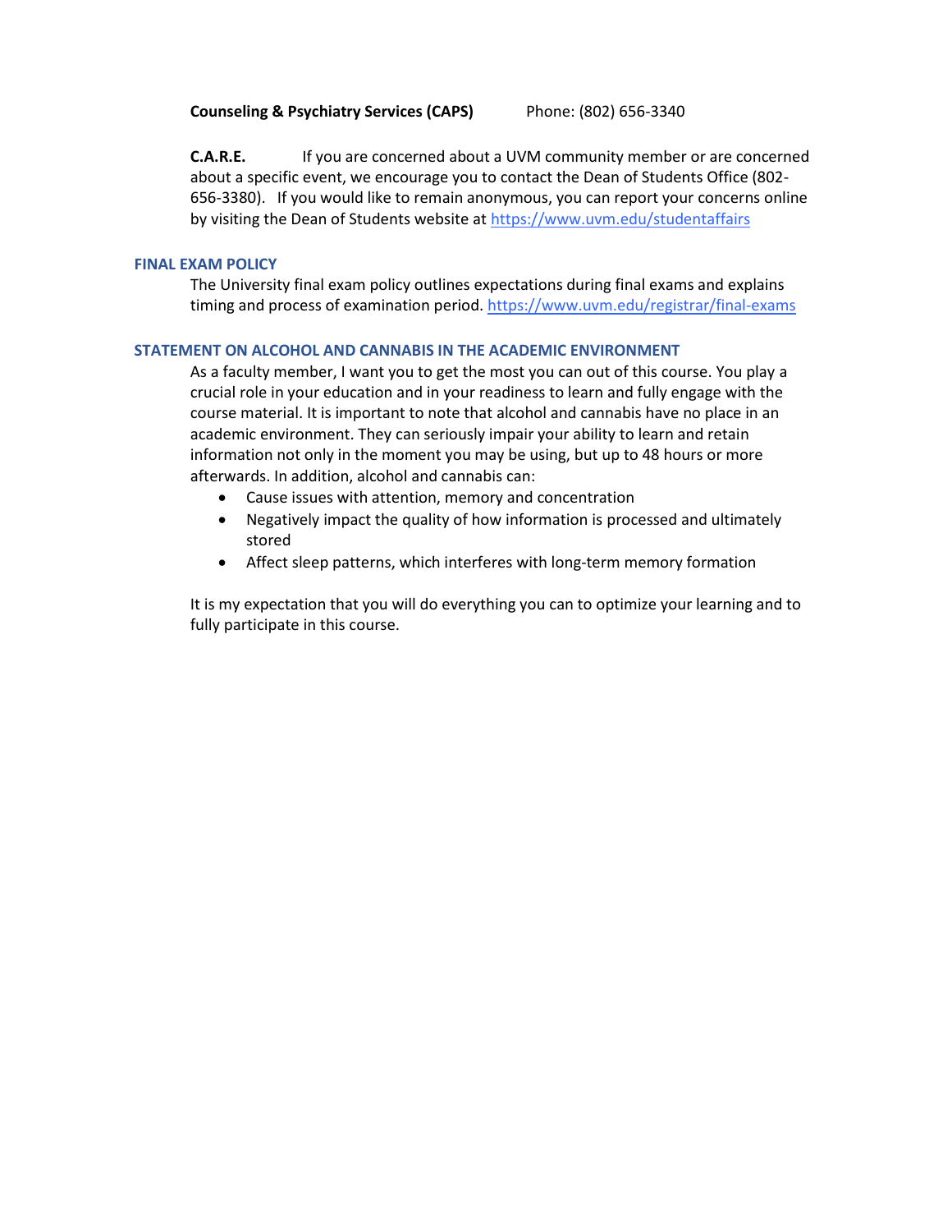**Counseling & Psychiatry Services (CAPS)** Phone: (802) 656-3340

**C.A.R.E.** If you are concerned about a UVM community member or are concerned about a specific event, we encourage you to contact the Dean of Students Office (802-656-3380). If you would like to remain anonymous, you can report your concerns online by visiting the Dean of Students website at https://www.uvm.edu/studentaffairs

## FINAL EXAM POLICY

The University final exam policy outlines expectations during final exams and explains timing and process of examination period. https://www.uvm.edu/registrar/final-exams

## STATEMENT ON ALCOHOL AND CANNABIS IN THE ACADEMIC ENVIRONMENT

As a faculty member, I want you to get the most you can out of this course. You play a crucial role in your education and in your readiness to learn and fully engage with the course material. It is important to note that alcohol and cannabis have no place in an academic environment. They can seriously impair your ability to learn and retain information not only in the moment you may be using, but up to 48 hours or more afterwards. In addition, alcohol and cannabis can:

- Cause issues with attention, memory and concentration
- Negatively impact the quality of how information is processed and ultimately stored
- Affect sleep patterns, which interferes with long-term memory formation

It is my expectation that you will do everything you can to optimize your learning and to fully participate in this course.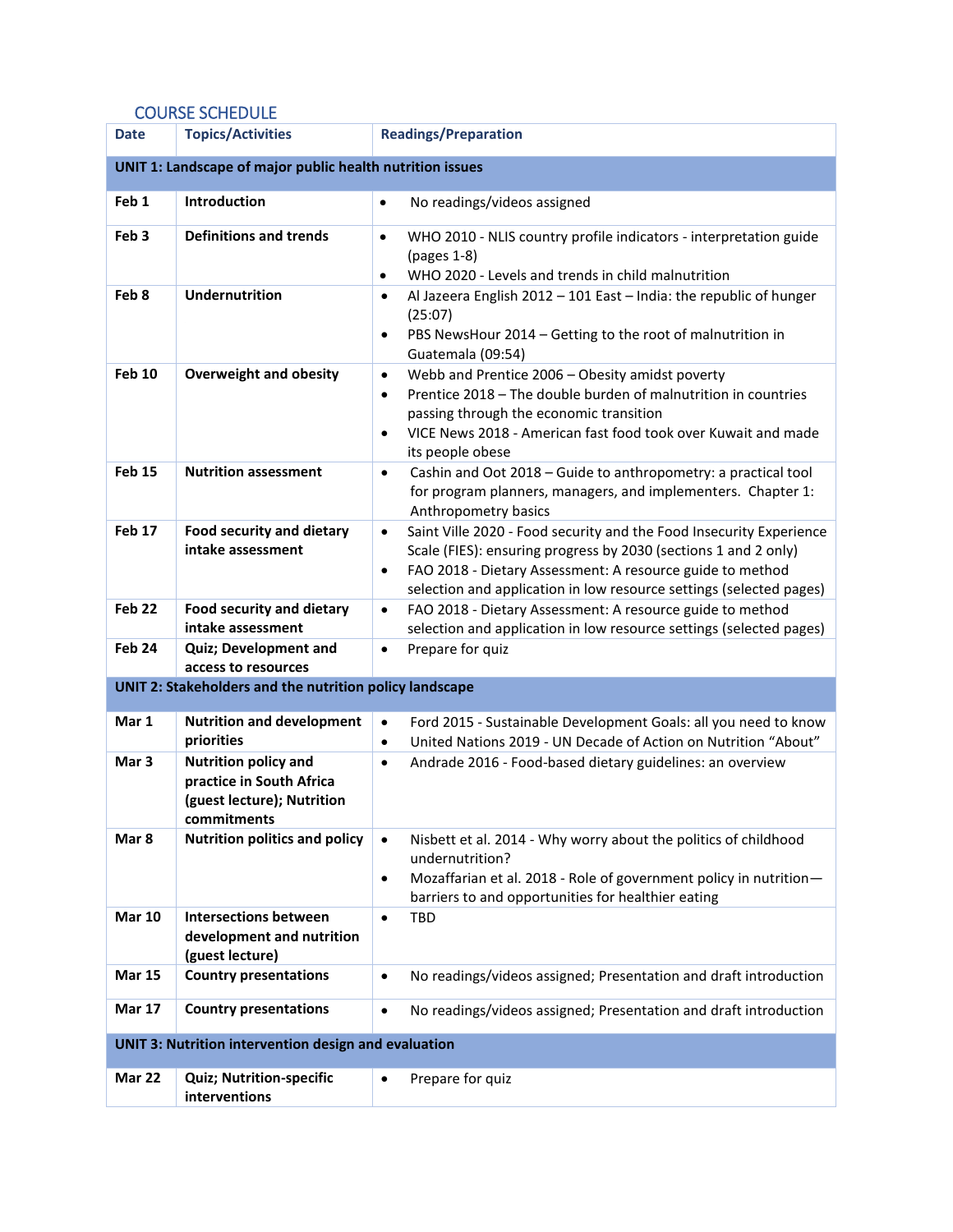## COURSE SCHEDULE

| Date | Topics/Activities | Readings/Preparation |
|---|---|---|
| **UNIT 1: Landscape of major public health nutrition issues** | | |
| **Feb 1** | **Introduction** | • No readings/videos assigned |
| **Feb 3** | **Definitions and trends** | • WHO 2010 - NLIS country profile indicators - interpretation guide (pages 1-8)<br>• WHO 2020 - Levels and trends in child malnutrition |
| **Feb 8** | **Undernutrition** | • Al Jazeera English 2012 – 101 East – India: the republic of hunger (25:07)<br>• PBS NewsHour 2014 – Getting to the root of malnutrition in Guatemala (09:54) |
| **Feb 10** | **Overweight and obesity** | • Webb and Prentice 2006 – Obesity amidst poverty<br>• Prentice 2018 – The double burden of malnutrition in countries passing through the economic transition<br>• VICE News 2018 - American fast food took over Kuwait and made its people obese |
| **Feb 15** | **Nutrition assessment** | • Cashin and Oot 2018 – Guide to anthropometry: a practical tool for program planners, managers, and implementers. Chapter 1: Anthropometry basics |
| **Feb 17** | **Food security and dietary intake assessment** | • Saint Ville 2020 - Food security and the Food Insecurity Experience Scale (FIES): ensuring progress by 2030 (sections 1 and 2 only)<br>• FAO 2018 - Dietary Assessment: A resource guide to method selection and application in low resource settings (selected pages) |
| **Feb 22** | **Food security and dietary intake assessment** | • FAO 2018 - Dietary Assessment: A resource guide to method selection and application in low resource settings (selected pages) |
| **Feb 24** | **Quiz; Development and access to resources** | • Prepare for quiz |
| **UNIT 2: Stakeholders and the nutrition policy landscape** | | |
| **Mar 1** | **Nutrition and development priorities** | • Ford 2015 - Sustainable Development Goals: all you need to know<br>• United Nations 2019 - UN Decade of Action on Nutrition "About" |
| **Mar 3** | **Nutrition policy and practice in South Africa (guest lecture); Nutrition commitments** | • Andrade 2016 - Food-based dietary guidelines: an overview |
| **Mar 8** | **Nutrition politics and policy** | • Nisbett et al. 2014 - Why worry about the politics of childhood undernutrition?<br>• Mozaffarian et al. 2018 - Role of government policy in nutrition—barriers to and opportunities for healthier eating |
| **Mar 10** | **Intersections between development and nutrition (guest lecture)** | • TBD |
| **Mar 15** | **Country presentations** | • No readings/videos assigned; Presentation and draft introduction |
| **Mar 17** | **Country presentations** | • No readings/videos assigned; Presentation and draft introduction |
| **UNIT 3: Nutrition intervention design and evaluation** | | |
| **Mar 22** | **Quiz; Nutrition-specific interventions** | • Prepare for quiz |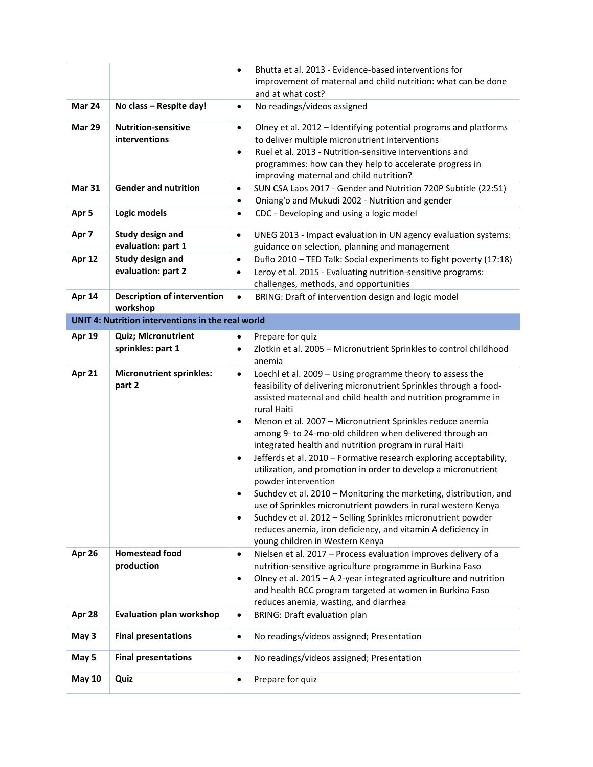| | | |
|---|---|---|
| | | • Bhutta et al. 2013 - Evidence-based interventions for improvement of maternal and child nutrition: what can be done and at what cost? |
| **Mar 24** | **No class – Respite day!** | • No readings/videos assigned |
| **Mar 29** | **Nutrition-sensitive interventions** | • Olney et al. 2012 – Identifying potential programs and platforms to deliver multiple micronutrient interventions<br>• Ruel et al. 2013 - Nutrition-sensitive interventions and programmes: how can they help to accelerate progress in improving maternal and child nutrition? |
| **Mar 31** | **Gender and nutrition** | • SUN CSA Laos 2017 - Gender and Nutrition 720P Subtitle (22:51)<br>• Oniang'o and Mukudi 2002 - Nutrition and gender |
| **Apr 5** | **Logic models** | • CDC - Developing and using a logic model |
| **Apr 7** | **Study design and evaluation: part 1** | • UNEG 2013 - Impact evaluation in UN agency evaluation systems: guidance on selection, planning and management |
| **Apr 12** | **Study design and evaluation: part 2** | • Duflo 2010 – TED Talk: Social experiments to fight poverty (17:18)<br>• Leroy et al. 2015 - Evaluating nutrition-sensitive programs: challenges, methods, and opportunities |
| **Apr 14** | **Description of intervention workshop** | • BRING: Draft of intervention design and logic model |
| **UNIT 4: Nutrition interventions in the real world** | | |
| **Apr 19** | **Quiz; Micronutrient sprinkles: part 1** | • Prepare for quiz<br>• Zlotkin et al. 2005 – Micronutrient Sprinkles to control childhood anemia |
| **Apr 21** | **Micronutrient sprinkles: part 2** | • Loechl et al. 2009 – Using programme theory to assess the feasibility of delivering micronutrient Sprinkles through a food-assisted maternal and child health and nutrition programme in rural Haiti<br>• Menon et al. 2007 – Micronutrient Sprinkles reduce anemia among 9- to 24-mo-old children when delivered through an integrated health and nutrition program in rural Haiti<br>• Jefferds et al. 2010 – Formative research exploring acceptability, utilization, and promotion in order to develop a micronutrient powder intervention<br>• Suchdev et al. 2010 – Monitoring the marketing, distribution, and use of Sprinkles micronutrient powders in rural western Kenya<br>• Suchdev et al. 2012 – Selling Sprinkles micronutrient powder reduces anemia, iron deficiency, and vitamin A deficiency in young children in Western Kenya |
| **Apr 26** | **Homestead food production** | • Nielsen et al. 2017 – Process evaluation improves delivery of a nutrition-sensitive agriculture programme in Burkina Faso<br>• Olney et al. 2015 – A 2-year integrated agriculture and nutrition and health BCC program targeted at women in Burkina Faso reduces anemia, wasting, and diarrhea |
| **Apr 28** | **Evaluation plan workshop** | • BRING: Draft evaluation plan |
| **May 3** | **Final presentations** | • No readings/videos assigned; Presentation |
| **May 5** | **Final presentations** | • No readings/videos assigned; Presentation |
| **May 10** | **Quiz** | • Prepare for quiz |